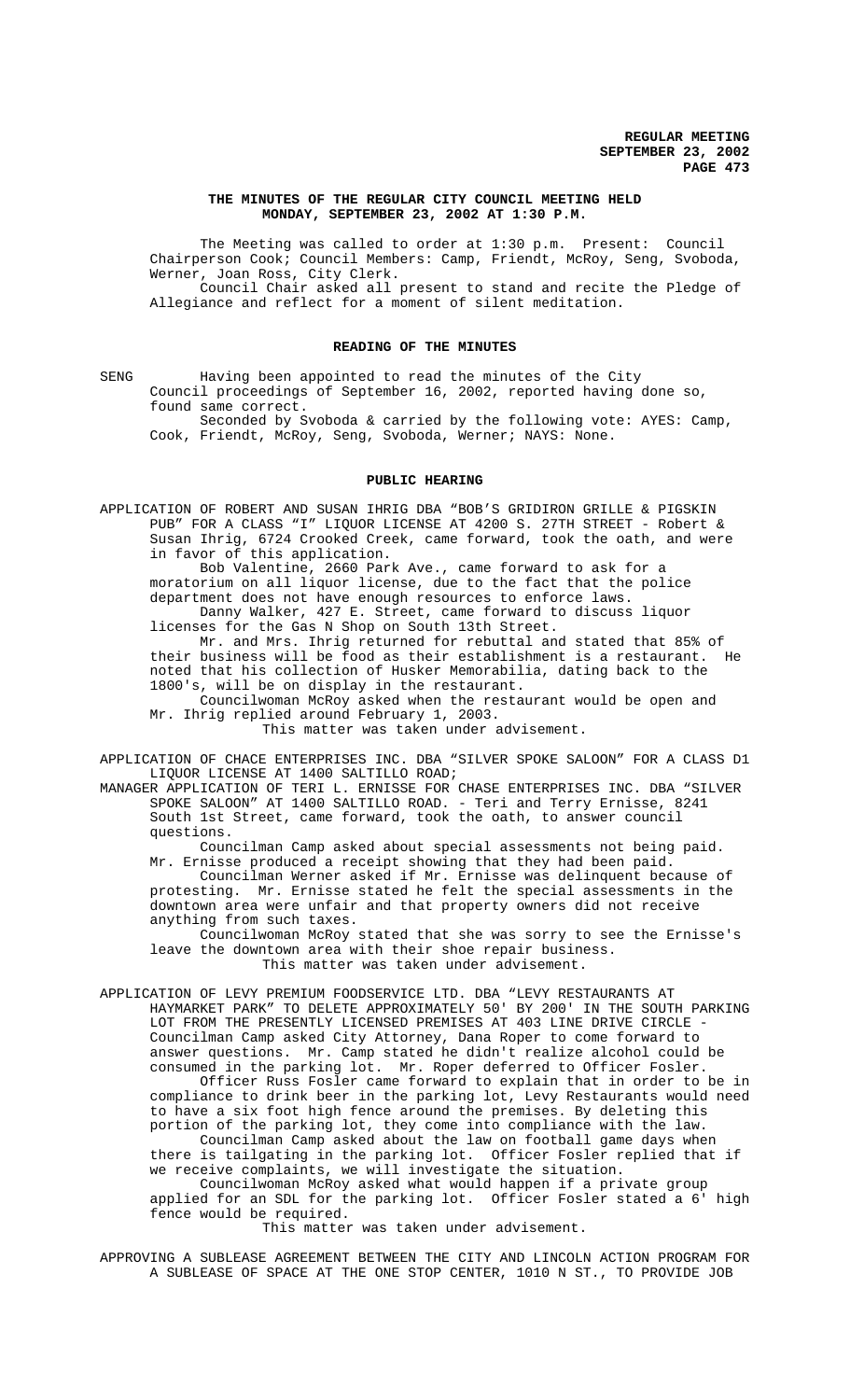# THE MINUTES OF THE REGULAR CITY COUNCIL MEETING HELD MONDAY, SEPTEMBER 23, 2002 AT 1:30 P.M.

The Meeting was called to order at 1:30 p.m. Present: Council Chairperson Cook; Council Members: Camp, Friendt, McRoy, Seng, Svoboda, Werner, Joan Ross, City Clerk.

Council Chair asked all present to stand and recite the Pledge of Allegiance and reflect for a moment of silent meditation.

## READING OF THE MINUTES

SENG Having been appointed to read the minutes of the City Council proceedings of September 16, 2002, reported having done so, found same correct.

Seconded by Svoboda & carried by the following vote: AYES: Camp, Cook, Friendt, McRoy, Seng, Svoboda, Werner; NAYS: None.

## PUBLIC HEARING

APPLICATION OF ROBERT AND SUSAN IHRIG DBA "BOB'S GRIDIRON GRILLE & PIGSKIN PUB" FOR A CLASS "I" LIQUOR LICENSE AT 4200 S. 27TH STREET - Robert & Susan Ihrig, 6724 Crooked Creek, came forward, took the oath, and were in favor of this application.

Bob Valentine, 2660 Park Ave., came forward to ask for a moratorium on all liquor license, due to the fact that the police department does not have enough resources to enforce laws.

Danny Walker, 427 E. Street, came forward to discuss liquor licenses for the Gas N Shop on South 13th Street.

Mr. and Mrs. Ihrig returned for rebuttal and stated that 85% of their business will be food as their establishment is a restaurant. He noted that his collection of Husker Memorabilia, dating back to the 1800's, will be on display in the restaurant.

Councilwoman McRoy asked when the restaurant would be open and Mr. Ihrig replied around February 1, 2003.

This matter was taken under advisement.

APPLICATION OF CHACE ENTERPRISES INC. DBA "SILVER SPOKE SALOON" FOR A CLASS D1 LIQUOR LICENSE AT 1400 SALTILLO ROAD;

MANAGER APPLICATION OF TERI L. ERNISSE FOR CHASE ENTERPRISES INC. DBA "SILVER SPOKE SALOON" AT 1400 SALTILLO ROAD. - Teri and Terry Ernisse, 8241 South 1st Street, came forward, took the oath, to answer council questions.

Councilman Camp asked about special assessments not being paid. Mr. Ernisse produced a receipt showing that they had been paid.

Councilman Werner asked if Mr. Ernisse was delinquent because of protesting. Mr. Ernisse stated he felt the special assessments in the downtown area were unfair and that property owners did not receive anything from such taxes.

Councilwoman McRoy stated that she was sorry to see the Ernisse's leave the downtown area with their shoe repair business.

This matter was taken under advisement.

APPLICATION OF LEVY PREMIUM FOODSERVICE LTD. DBA "LEVY RESTAURANTS AT HAYMARKET PARK" TO DELETE APPROXIMATELY 50' BY 200' IN THE SOUTH PARKING LOT FROM THE PRESENTLY LICENSED PREMISES AT 403 LINE DRIVE CIRCLE - Councilman Camp asked City Attorney, Dana Roper to come forward to answer questions. Mr. Camp stated he didn't realize alcohol could be consumed in the parking lot. Mr. Roper deferred to Officer Fosler.

Officer Russ Fosler came forward to explain that in order to be in compliance to drink beer in the parking lot, Levy Restaurants would need to have a six foot high fence around the premises. By deleting this portion of the parking lot, they come into compliance with the law.

Councilman Camp asked about the law on football game days when there is tailgating in the parking lot. Officer Fosler replied that if we receive complaints, we will investigate the situation.

Councilwoman McRoy asked what would happen if a private group applied for an SDL for the parking lot. Officer Fosler stated a 6' high fence would be required.

This matter was taken under advisement.

APPROVING A SUBLEASE AGREEMENT BETWEEN THE CITY AND LINCOLN ACTION PROGRAM FOR A SUBLEASE OF SPACE AT THE ONE STOP CENTER, 1010 N ST., TO PROVIDE JOB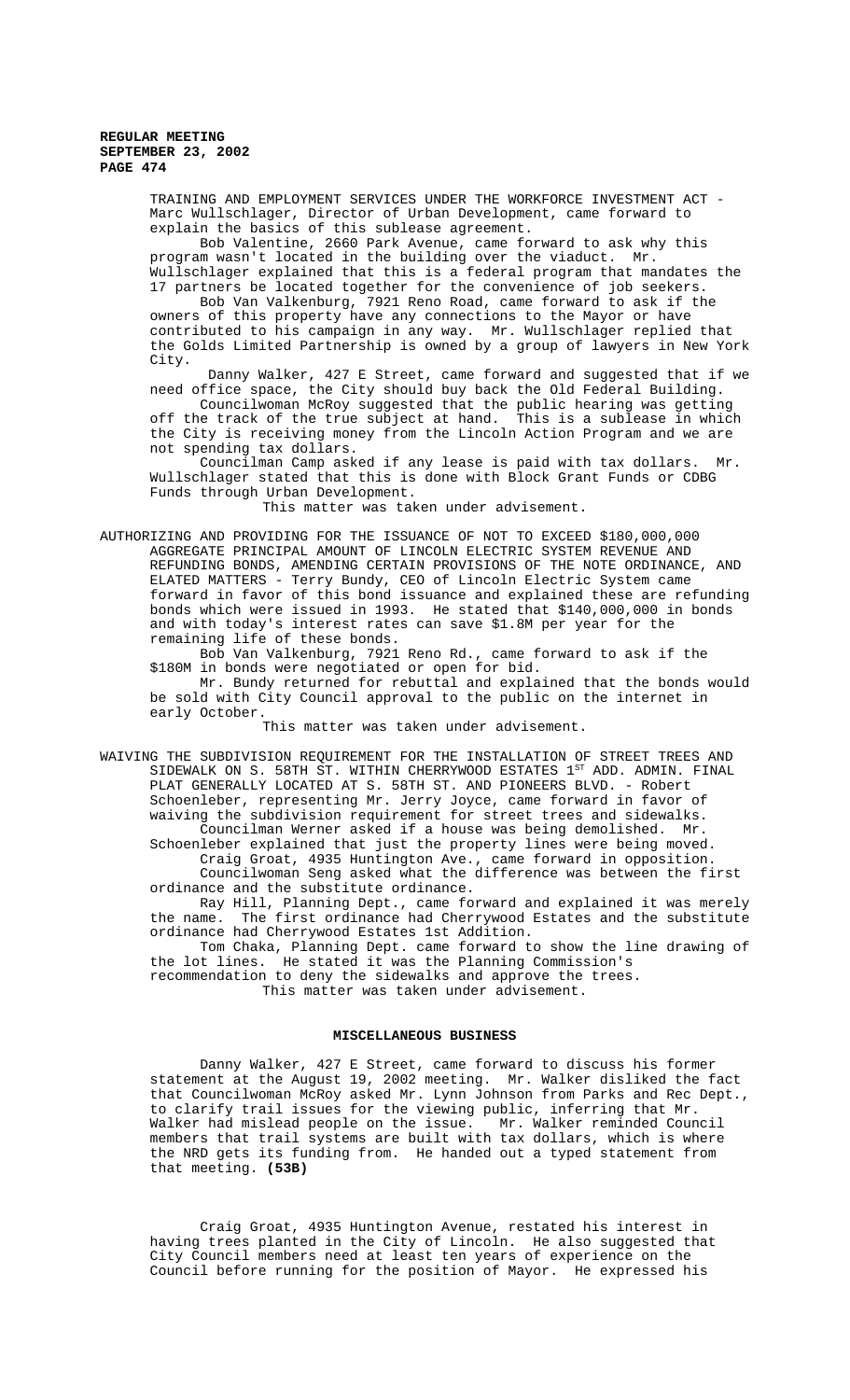TRAINING AND EMPLOYMENT SERVICES UNDER THE WORKFORCE INVESTMENT ACT - Marc Wullschlager, Director of Urban Development, came forward to explain the basics of this sublease agreement.

Bob Valentine, 2660 Park Avenue, came forward to ask why this program wasn't located in the building over the viaduct. Mr. Wullschlager explained that this is a federal program that mandates the 17 partners be located together for the convenience of job seekers.

Bob Van Valkenburg, 7921 Reno Road, came forward to ask if the owners of this property have any connections to the Mayor or have contributed to his campaign in any way. Mr. Wullschlager replied that the Golds Limited Partnership is owned by a group of lawyers in New York City.

Danny Walker, 427 E Street, came forward and suggested that if we need office space, the City should buy back the Old Federal Building.

Councilwoman McRoy suggested that the public hearing was getting off the track of the true subject at hand. This is a sublease in which the City is receiving money from the Lincoln Action Program and we are not spending tax dollars.

Councilman Camp asked if any lease is paid with tax dollars. Mr. Wullschlager stated that this is done with Block Grant Funds or CDBG Funds through Urban Development.

This matter was taken under advisement.

AUTHORIZING AND PROVIDING FOR THE ISSUANCE OF NOT TO EXCEED $180,000,000 AGGREGATE PRINCIPAL AMOUNT OF LINCOLN ELECTRIC SYSTEM REVENUE AND REFUNDING BONDS, AMENDING CERTAIN PROVISIONS OF THE NOTE ORDINANCE, AND ELATED MATTERS - Terry Bundy, CEO of Lincoln Electric System came forward in favor of this bond issuance and explained these are refunding bonds which were issued in 1993. He stated that $140,000,000 in bonds and with today's interest rates can save $1.8M per year for the remaining life of these bonds.

Bob Van Valkenburg, 7921 Reno Rd., came forward to ask if the $180M in bonds were negotiated or open for bid.

Mr. Bundy returned for rebuttal and explained that the bonds would be sold with City Council approval to the public on the internet in early October.

This matter was taken under advisement.

WAIVING THE SUBDIVISION REQUIREMENT FOR THE INSTALLATION OF STREET TREES AND SIDEWALK ON S. 58TH ST. WITHIN CHERRYWOOD ESTATES 1ST ADD. ADMIN. FINAL PLAT GENERALLY LOCATED AT S. 58TH ST. AND PIONEERS BLVD. - Robert Schoenleber, representing Mr. Jerry Joyce, came forward in favor of waiving the subdivision requirement for street trees and sidewalks.

Councilman Werner asked if a house was being demolished. Mr. Schoenleber explained that just the property lines were being moved.

Craig Groat, 4935 Huntington Ave., came forward in opposition.

Councilwoman Seng asked what the difference was between the first ordinance and the substitute ordinance.

Ray Hill, Planning Dept., came forward and explained it was merely the name. The first ordinance had Cherrywood Estates and the substitute ordinance had Cherrywood Estates 1st Addition.

Tom Chaka, Planning Dept. came forward to show the line drawing of the lot lines. He stated it was the Planning Commission's recommendation to deny the sidewalks and approve the trees.

This matter was taken under advisement.

## MISCELLANEOUS BUSINESS

Danny Walker, 427 E Street, came forward to discuss his former statement at the August 19, 2002 meeting. Mr. Walker disliked the fact that Councilwoman McRoy asked Mr. Lynn Johnson from Parks and Rec Dept., to clarify trail issues for the viewing public, inferring that Mr. Walker had mislead people on the issue. Mr. Walker reminded Council members that trail systems are built with tax dollars, which is where the NRD gets its funding from. He handed out a typed statement from that meeting. **(53B)**

Craig Groat, 4935 Huntington Avenue, restated his interest in having trees planted in the City of Lincoln. He also suggested that City Council members need at least ten years of experience on the Council before running for the position of Mayor. He expressed his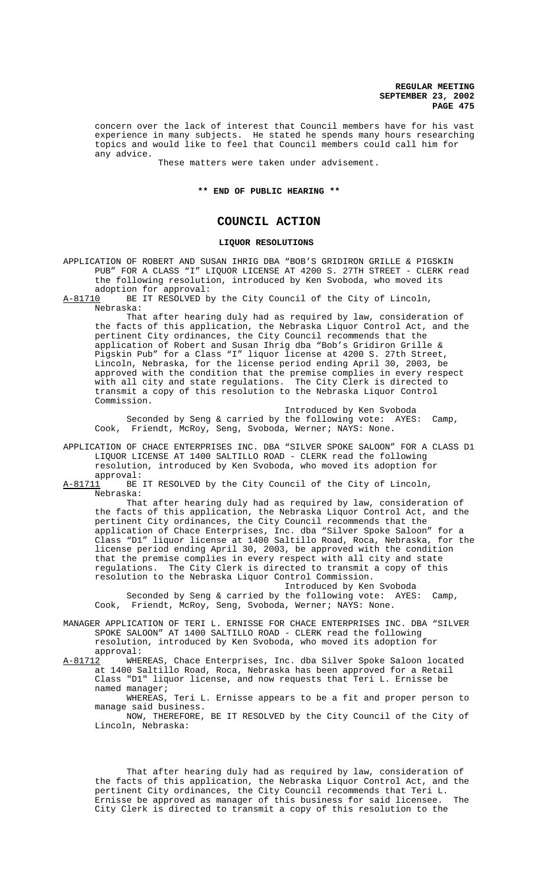concern over the lack of interest that Council members have for his vast experience in many subjects. He stated he spends many hours researching topics and would like to feel that Council members could call him for any advice.

These matters were taken under advisement.

**\*\* END OF PUBLIC HEARING \*\***

# COUNCIL ACTION

## LIQUOR RESOLUTIONS

APPLICATION OF ROBERT AND SUSAN IHRIG DBA "BOB'S GRIDIRON GRILLE & PIGSKIN PUB" FOR A CLASS "I" LIQUOR LICENSE AT 4200 S. 27TH STREET - CLERK read the following resolution, introduced by Ken Svoboda, who moved its adoption for approval:

A-81710 BE IT RESOLVED by the City Council of the City of Lincoln, Nebraska:

That after hearing duly had as required by law, consideration of the facts of this application, the Nebraska Liquor Control Act, and the pertinent City ordinances, the City Council recommends that the application of Robert and Susan Ihrig dba "Bob's Gridiron Grille & Pigskin Pub" for a Class "I" liquor license at 4200 S. 27th Street, Lincoln, Nebraska, for the license period ending April 30, 2003, be approved with the condition that the premise complies in every respect with all city and state regulations. The City Clerk is directed to transmit a copy of this resolution to the Nebraska Liquor Control Commission.

Introduced by Ken Svoboda

Seconded by Seng & carried by the following vote: AYES: Camp, Cook, Friendt, McRoy, Seng, Svoboda, Werner; NAYS: None.

APPLICATION OF CHACE ENTERPRISES INC. DBA "SILVER SPOKE SALOON" FOR A CLASS D1 LIQUOR LICENSE AT 1400 SALTILLO ROAD - CLERK read the following resolution, introduced by Ken Svoboda, who moved its adoption for approval:

A-81711 BE IT RESOLVED by the City Council of the City of Lincoln, Nebraska:

That after hearing duly had as required by law, consideration of the facts of this application, the Nebraska Liquor Control Act, and the pertinent City ordinances, the City Council recommends that the application of Chace Enterprises, Inc. dba "Silver Spoke Saloon" for a Class "D1" liquor license at 1400 Saltillo Road, Roca, Nebraska, for the license period ending April 30, 2003, be approved with the condition that the premise complies in every respect with all city and state regulations. The City Clerk is directed to transmit a copy of this resolution to the Nebraska Liquor Control Commission.

Introduced by Ken Svoboda

Seconded by Seng & carried by the following vote: AYES: Camp, Cook, Friendt, McRoy, Seng, Svoboda, Werner; NAYS: None.

MANAGER APPLICATION OF TERI L. ERNISSE FOR CHACE ENTERPRISES INC. DBA "SILVER SPOKE SALOON" AT 1400 SALTILLO ROAD - CLERK read the following resolution, introduced by Ken Svoboda, who moved its adoption for approval:

A-81712 WHEREAS, Chace Enterprises, Inc. dba Silver Spoke Saloon located at 1400 Saltillo Road, Roca, Nebraska has been approved for a Retail Class "D1" liquor license, and now requests that Teri L. Ernisse be named manager;

WHEREAS, Teri L. Ernisse appears to be a fit and proper person to manage said business.

NOW, THEREFORE, BE IT RESOLVED by the City Council of the City of Lincoln, Nebraska:

That after hearing duly had as required by law, consideration of the facts of this application, the Nebraska Liquor Control Act, and the pertinent City ordinances, the City Council recommends that Teri L. Ernisse be approved as manager of this business for said licensee. The City Clerk is directed to transmit a copy of this resolution to the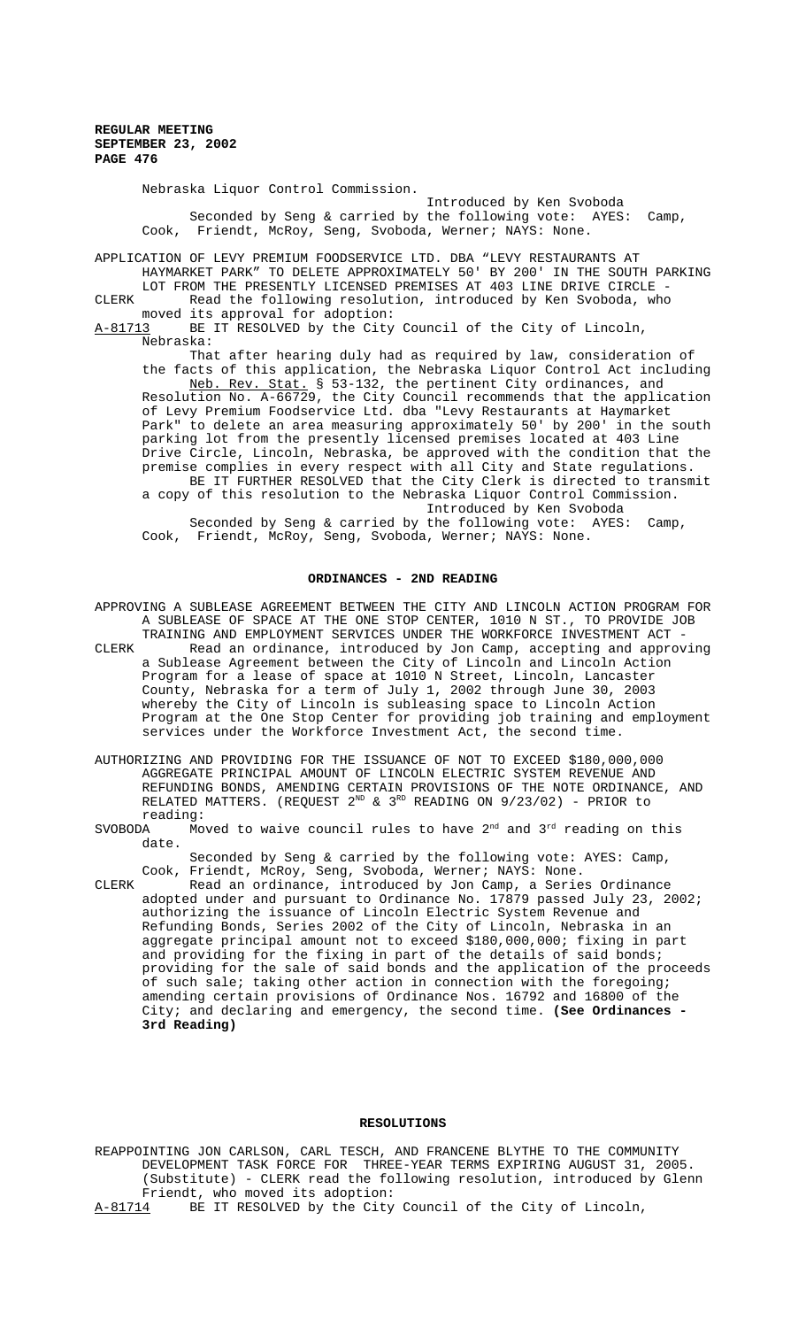Nebraska Liquor Control Commission.

Introduced by Ken Svoboda

Seconded by Seng & carried by the following vote: AYES: Camp, Cook, Friendt, McRoy, Seng, Svoboda, Werner; NAYS: None.

APPLICATION OF LEVY PREMIUM FOODSERVICE LTD. DBA "LEVY RESTAURANTS AT HAYMARKET PARK" TO DELETE APPROXIMATELY 50' BY 200' IN THE SOUTH PARKING LOT FROM THE PRESENTLY LICENSED PREMISES AT 403 LINE DRIVE CIRCLE -

CLERK Read the following resolution, introduced by Ken Svoboda, who moved its approval for adoption:

A-81713 BE IT RESOLVED by the City Council of the City of Lincoln, Nebraska:

That after hearing duly had as required by law, consideration of the facts of this application, the Nebraska Liquor Control Act including Neb. Rev. Stat. § 53-132, the pertinent City ordinances, and Resolution No. A-66729, the City Council recommends that the application of Levy Premium Foodservice Ltd. dba "Levy Restaurants at Haymarket Park" to delete an area measuring approximately 50' by 200' in the south parking lot from the presently licensed premises located at 403 Line Drive Circle, Lincoln, Nebraska, be approved with the condition that the premise complies in every respect with all City and State regulations.

BE IT FURTHER RESOLVED that the City Clerk is directed to transmit a copy of this resolution to the Nebraska Liquor Control Commission.

Introduced by Ken Svoboda

Seconded by Seng & carried by the following vote: AYES: Camp, Cook, Friendt, McRoy, Seng, Svoboda, Werner; NAYS: None.

## ORDINANCES - 2ND READING

APPROVING A SUBLEASE AGREEMENT BETWEEN THE CITY AND LINCOLN ACTION PROGRAM FOR A SUBLEASE OF SPACE AT THE ONE STOP CENTER, 1010 N ST., TO PROVIDE JOB TRAINING AND EMPLOYMENT SERVICES UNDER THE WORKFORCE INVESTMENT ACT -

CLERK Read an ordinance, introduced by Jon Camp, accepting and approving a Sublease Agreement between the City of Lincoln and Lincoln Action Program for a lease of space at 1010 N Street, Lincoln, Lancaster County, Nebraska for a term of July 1, 2002 through June 30, 2003 whereby the City of Lincoln is subleasing space to Lincoln Action Program at the One Stop Center for providing job training and employment services under the Workforce Investment Act, the second time.

AUTHORIZING AND PROVIDING FOR THE ISSUANCE OF NOT TO EXCEED $180,000,000 AGGREGATE PRINCIPAL AMOUNT OF LINCOLN ELECTRIC SYSTEM REVENUE AND REFUNDING BONDS, AMENDING CERTAIN PROVISIONS OF THE NOTE ORDINANCE, AND RELATED MATTERS. (REQUEST 2ND & 3RD READING ON 9/23/02) - PRIOR to reading:

SVOBODA Moved to waive council rules to have 2nd and 3rd reading on this date.

Seconded by Seng & carried by the following vote: AYES: Camp, Cook, Friendt, McRoy, Seng, Svoboda, Werner; NAYS: None.

CLERK Read an ordinance, introduced by Jon Camp, a Series Ordinance adopted under and pursuant to Ordinance No. 17879 passed July 23, 2002; authorizing the issuance of Lincoln Electric System Revenue and Refunding Bonds, Series 2002 of the City of Lincoln, Nebraska in an aggregate principal amount not to exceed $180,000,000; fixing in part and providing for the fixing in part of the details of said bonds; providing for the sale of said bonds and the application of the proceeds of such sale; taking other action in connection with the foregoing; amending certain provisions of Ordinance Nos. 16792 and 16800 of the City; and declaring and emergency, the second time. **(See Ordinances - 3rd Reading)**

## RESOLUTIONS

REAPPOINTING JON CARLSON, CARL TESCH, AND FRANCENE BLYTHE TO THE COMMUNITY DEVELOPMENT TASK FORCE FOR THREE-YEAR TERMS EXPIRING AUGUST 31, 2005. (Substitute) - CLERK read the following resolution, introduced by Glenn Friendt, who moved its adoption:

A-81714 BE IT RESOLVED by the City Council of the City of Lincoln,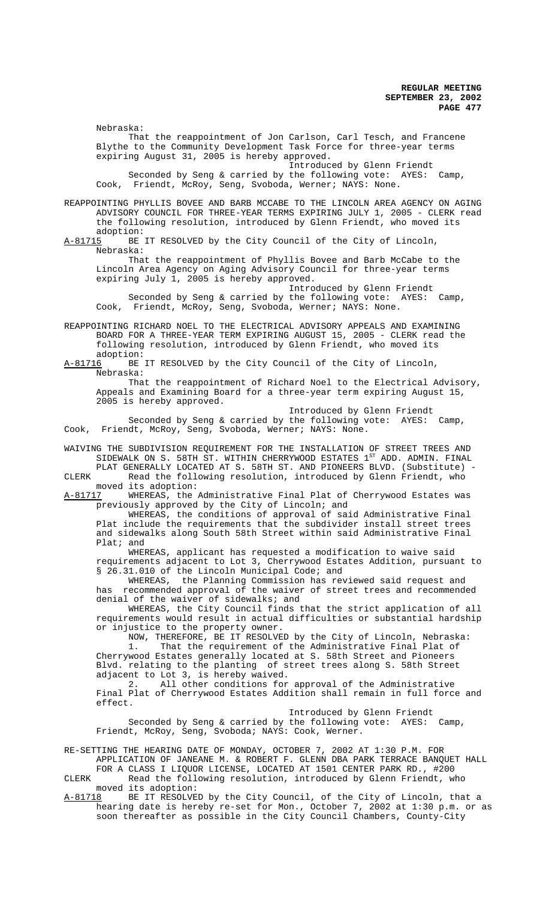Nebraska:

That the reappointment of Jon Carlson, Carl Tesch, and Francene Blythe to the Community Development Task Force for three-year terms expiring August 31, 2005 is hereby approved.

Introduced by Glenn Friendt

Seconded by Seng & carried by the following vote: AYES: Camp, Cook, Friendt, McRoy, Seng, Svoboda, Werner; NAYS: None.

REAPPOINTING PHYLLIS BOVEE AND BARB MCCABE TO THE LINCOLN AREA AGENCY ON AGING ADVISORY COUNCIL FOR THREE-YEAR TERMS EXPIRING JULY 1, 2005 - CLERK read the following resolution, introduced by Glenn Friendt, who moved its adoption:

A-81715 BE IT RESOLVED by the City Council of the City of Lincoln, Nebraska:

That the reappointment of Phyllis Bovee and Barb McCabe to the Lincoln Area Agency on Aging Advisory Council for three-year terms expiring July 1, 2005 is hereby approved.

Introduced by Glenn Friendt

Seconded by Seng & carried by the following vote: AYES: Camp, Cook, Friendt, McRoy, Seng, Svoboda, Werner; NAYS: None.

REAPPOINTING RICHARD NOEL TO THE ELECTRICAL ADVISORY APPEALS AND EXAMINING BOARD FOR A THREE-YEAR TERM EXPIRING AUGUST 15, 2005 - CLERK read the following resolution, introduced by Glenn Friendt, who moved its adoption:

A-81716 BE IT RESOLVED by the City Council of the City of Lincoln, Nebraska:

That the reappointment of Richard Noel to the Electrical Advisory, Appeals and Examining Board for a three-year term expiring August 15, 2005 is hereby approved.

Introduced by Glenn Friendt

Seconded by Seng & carried by the following vote: AYES: Camp, Cook, Friendt, McRoy, Seng, Svoboda, Werner; NAYS: None.

WAIVING THE SUBDIVISION REQUIREMENT FOR THE INSTALLATION OF STREET TREES AND SIDEWALK ON S. 58TH ST. WITHIN CHERRYWOOD ESTATES 1ST ADD. ADMIN. FINAL PLAT GENERALLY LOCATED AT S. 58TH ST. AND PIONEERS BLVD. (Substitute) - CLERK Read the following resolution, introduced by Glenn Friendt, who moved its adoption:

A-81717 WHEREAS, the Administrative Final Plat of Cherrywood Estates was previously approved by the City of Lincoln; and

WHEREAS, the conditions of approval of said Administrative Final Plat include the requirements that the subdivider install street trees and sidewalks along South 58th Street within said Administrative Final Plat; and

WHEREAS, applicant has requested a modification to waive said requirements adjacent to Lot 3, Cherrywood Estates Addition, pursuant to § 26.31.010 of the Lincoln Municipal Code; and

WHEREAS, the Planning Commission has reviewed said request and has recommended approval of the waiver of street trees and recommended denial of the waiver of sidewalks; and

WHEREAS, the City Council finds that the strict application of all requirements would result in actual difficulties or substantial hardship or injustice to the property owner.

NOW, THEREFORE, BE IT RESOLVED by the City of Lincoln, Nebraska:

1. That the requirement of the Administrative Final Plat of Cherrywood Estates generally located at S. 58th Street and Pioneers Blvd. relating to the planting of street trees along S. 58th Street adjacent to Lot 3, is hereby waived.

2. All other conditions for approval of the Administrative Final Plat of Cherrywood Estates Addition shall remain in full force and effect.

Introduced by Glenn Friendt

Seconded by Seng & carried by the following vote: AYES: Camp, Friendt, McRoy, Seng, Svoboda; NAYS: Cook, Werner.

RE-SETTING THE HEARING DATE OF MONDAY, OCTOBER 7, 2002 AT 1:30 P.M. FOR APPLICATION OF JANEANE M. & ROBERT F. GLENN DBA PARK TERRACE BANQUET HALL FOR A CLASS I LIQUOR LICENSE, LOCATED AT 1501 CENTER PARK RD., #200 CLERK Read the following resolution, introduced by Glenn Friendt, who moved its adoption:

A-81718 BE IT RESOLVED by the City Council, of the City of Lincoln, that a hearing date is hereby re-set for Mon., October 7, 2002 at 1:30 p.m. or as soon thereafter as possible in the City Council Chambers, County-City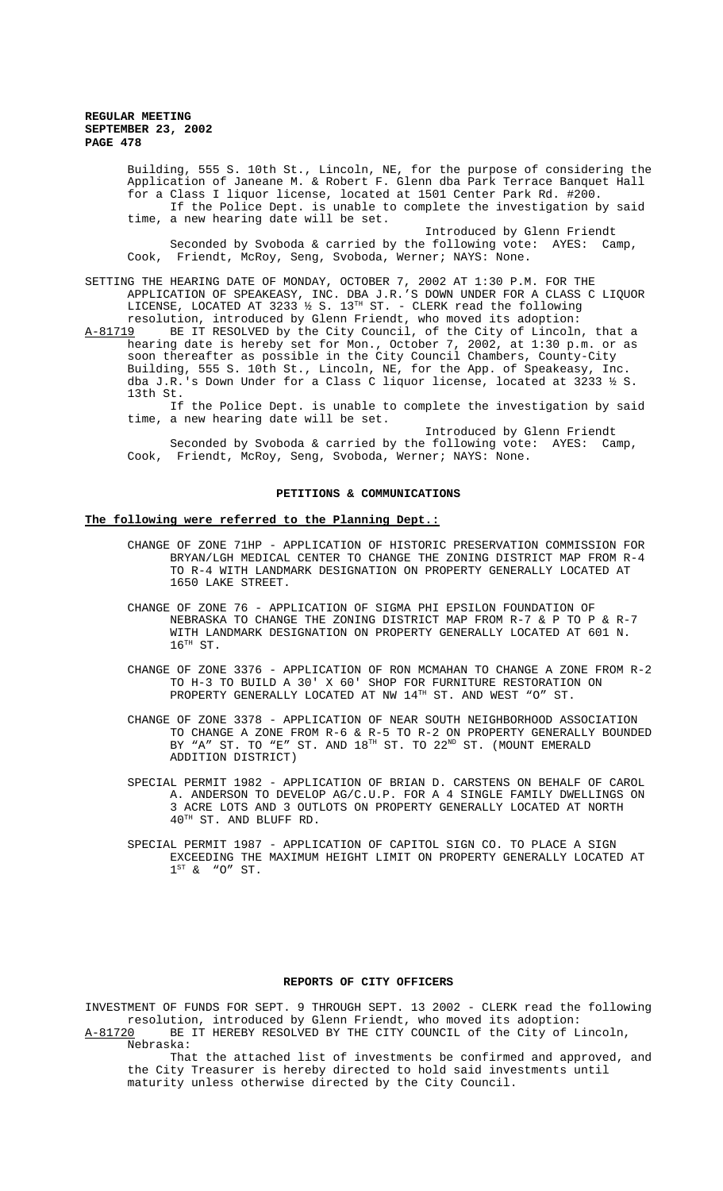Building, 555 S. 10th St., Lincoln, NE, for the purpose of considering the Application of Janeane M. & Robert F. Glenn dba Park Terrace Banquet Hall for a Class I liquor license, located at 1501 Center Park Rd. #200.

If the Police Dept. is unable to complete the investigation by said time, a new hearing date will be set.

Introduced by Glenn Friendt

Seconded by Svoboda & carried by the following vote: AYES: Camp, Cook, Friendt, McRoy, Seng, Svoboda, Werner; NAYS: None.

SETTING THE HEARING DATE OF MONDAY, OCTOBER 7, 2002 AT 1:30 P.M. FOR THE APPLICATION OF SPEAKEASY, INC. DBA J.R.'S DOWN UNDER FOR A CLASS C LIQUOR LICENSE, LOCATED AT 3233 ½ S. 13TH ST. - CLERK read the following resolution, introduced by Glenn Friendt, who moved its adoption:

A-81719 BE IT RESOLVED by the City Council, of the City of Lincoln, that a hearing date is hereby set for Mon., October 7, 2002, at 1:30 p.m. or as soon thereafter as possible in the City Council Chambers, County-City Building, 555 S. 10th St., Lincoln, NE, for the App. of Speakeasy, Inc. dba J.R.'s Down Under for a Class C liquor license, located at 3233 ½ S. 13th St.

If the Police Dept. is unable to complete the investigation by said time, a new hearing date will be set.

Introduced by Glenn Friendt

Seconded by Svoboda & carried by the following vote: AYES: Camp, Cook, Friendt, McRoy, Seng, Svoboda, Werner; NAYS: None.

## PETITIONS & COMMUNICATIONS

**The following were referred to the Planning Dept.:**

CHANGE OF ZONE 71HP - APPLICATION OF HISTORIC PRESERVATION COMMISSION FOR BRYAN/LGH MEDICAL CENTER TO CHANGE THE ZONING DISTRICT MAP FROM R-4 TO R-4 WITH LANDMARK DESIGNATION ON PROPERTY GENERALLY LOCATED AT 1650 LAKE STREET.

CHANGE OF ZONE 76 - APPLICATION OF SIGMA PHI EPSILON FOUNDATION OF NEBRASKA TO CHANGE THE ZONING DISTRICT MAP FROM R-7 & P TO P & R-7 WITH LANDMARK DESIGNATION ON PROPERTY GENERALLY LOCATED AT 601 N. 16TH ST.

CHANGE OF ZONE 3376 - APPLICATION OF RON MCMAHAN TO CHANGE A ZONE FROM R-2 TO H-3 TO BUILD A 30' X 60' SHOP FOR FURNITURE RESTORATION ON PROPERTY GENERALLY LOCATED AT NW 14TH ST. AND WEST "O" ST.

CHANGE OF ZONE 3378 - APPLICATION OF NEAR SOUTH NEIGHBORHOOD ASSOCIATION TO CHANGE A ZONE FROM R-6 & R-5 TO R-2 ON PROPERTY GENERALLY BOUNDED BY "A" ST. TO "E" ST. AND 18TH ST. TO 22ND ST. (MOUNT EMERALD ADDITION DISTRICT)

SPECIAL PERMIT 1982 - APPLICATION OF BRIAN D. CARSTENS ON BEHALF OF CAROL A. ANDERSON TO DEVELOP AG/C.U.P. FOR A 4 SINGLE FAMILY DWELLINGS ON 3 ACRE LOTS AND 3 OUTLOTS ON PROPERTY GENERALLY LOCATED AT NORTH 40TH ST. AND BLUFF RD.

SPECIAL PERMIT 1987 - APPLICATION OF CAPITOL SIGN CO. TO PLACE A SIGN EXCEEDING THE MAXIMUM HEIGHT LIMIT ON PROPERTY GENERALLY LOCATED AT 1ST & "O" ST.

## REPORTS OF CITY OFFICERS

INVESTMENT OF FUNDS FOR SEPT. 9 THROUGH SEPT. 13 2002 - CLERK read the following resolution, introduced by Glenn Friendt, who moved its adoption:

A-81720 BE IT HEREBY RESOLVED BY THE CITY COUNCIL of the City of Lincoln, Nebraska:

That the attached list of investments be confirmed and approved, and the City Treasurer is hereby directed to hold said investments until maturity unless otherwise directed by the City Council.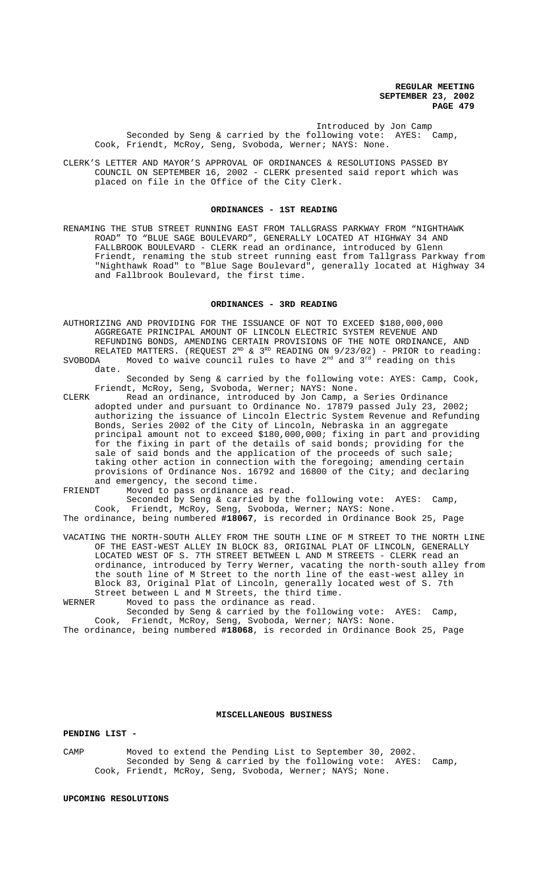Introduced by Jon Camp
Seconded by Seng & carried by the following vote: AYES: Camp, Cook, Friendt, McRoy, Seng, Svoboda, Werner; NAYS: None.

CLERK'S LETTER AND MAYOR'S APPROVAL OF ORDINANCES & RESOLUTIONS PASSED BY COUNCIL ON SEPTEMBER 16, 2002 - CLERK presented said report which was placed on file in the Office of the City Clerk.

## ORDINANCES - 1ST READING

RENAMING THE STUB STREET RUNNING EAST FROM TALLGRASS PARKWAY FROM "NIGHTHAWK ROAD" TO "BLUE SAGE BOULEVARD", GENERALLY LOCATED AT HIGHWAY 34 AND FALLBROOK BOULEVARD - CLERK read an ordinance, introduced by Glenn Friendt, renaming the stub street running east from Tallgrass Parkway from "Nighthawk Road" to "Blue Sage Boulevard", generally located at Highway 34 and Fallbrook Boulevard, the first time.

## ORDINANCES - 3RD READING

AUTHORIZING AND PROVIDING FOR THE ISSUANCE OF NOT TO EXCEED $180,000,000 AGGREGATE PRINCIPAL AMOUNT OF LINCOLN ELECTRIC SYSTEM REVENUE AND REFUNDING BONDS, AMENDING CERTAIN PROVISIONS OF THE NOTE ORDINANCE, AND RELATED MATTERS. (REQUEST 2ND & 3RD READING ON 9/23/02) - PRIOR to reading:

SVOBODA Moved to waive council rules to have 2nd and 3rd reading on this date.
Seconded by Seng & carried by the following vote: AYES: Camp, Cook, Friendt, McRoy, Seng, Svoboda, Werner; NAYS: None.

CLERK Read an ordinance, introduced by Jon Camp, a Series Ordinance adopted under and pursuant to Ordinance No. 17879 passed July 23, 2002; authorizing the issuance of Lincoln Electric System Revenue and Refunding Bonds, Series 2002 of the City of Lincoln, Nebraska in an aggregate principal amount not to exceed $180,000,000; fixing in part and providing for the fixing in part of the details of said bonds; providing for the sale of said bonds and the application of the proceeds of such sale; taking other action in connection with the foregoing; amending certain provisions of Ordinance Nos. 16792 and 16800 of the City; and declaring and emergency, the second time.

FRIENDT Moved to pass ordinance as read.
Seconded by Seng & carried by the following vote: AYES: Camp, Cook, Friendt, McRoy, Seng, Svoboda, Werner; NAYS: None.

The ordinance, being numbered **#18067**, is recorded in Ordinance Book 25, Page

VACATING THE NORTH-SOUTH ALLEY FROM THE SOUTH LINE OF M STREET TO THE NORTH LINE OF THE EAST-WEST ALLEY IN BLOCK 83, ORIGINAL PLAT OF LINCOLN, GENERALLY LOCATED WEST OF S. 7TH STREET BETWEEN L AND M STREETS - CLERK read an ordinance, introduced by Terry Werner, vacating the north-south alley from the south line of M Street to the north line of the east-west alley in Block 83, Original Plat of Lincoln, generally located west of S. 7th Street between L and M Streets, the third time.

WERNER Moved to pass the ordinance as read.
Seconded by Seng & carried by the following vote: AYES: Camp, Cook, Friendt, McRoy, Seng, Svoboda, Werner; NAYS: None.

The ordinance, being numbered **#18068**, is recorded in Ordinance Book 25, Page

## MISCELLANEOUS BUSINESS

**PENDING LIST -**

CAMP Moved to extend the Pending List to September 30, 2002.
Seconded by Seng & carried by the following vote: AYES: Camp, Cook, Friendt, McRoy, Seng, Svoboda, Werner; NAYS; None.

**UPCOMING RESOLUTIONS**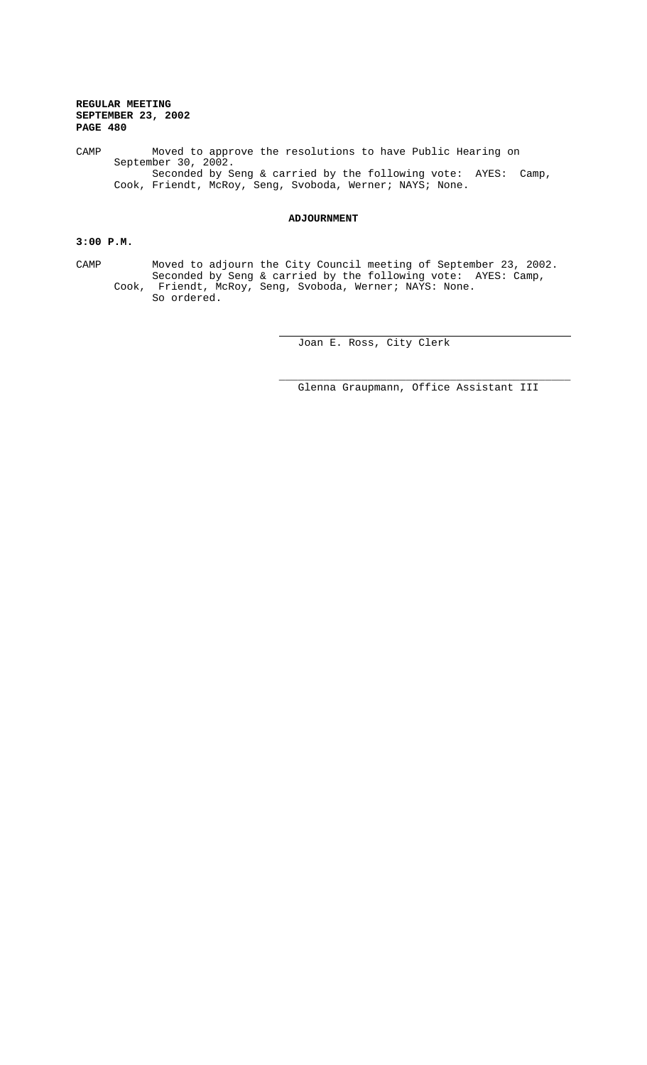CAMP Moved to approve the resolutions to have Public Hearing on September 30, 2002.
Seconded by Seng & carried by the following vote: AYES: Camp, Cook, Friendt, McRoy, Seng, Svoboda, Werner; NAYS; None.

**ADJOURNMENT**

**3:00 P.M.**

CAMP Moved to adjourn the City Council meeting of September 23, 2002.
Seconded by Seng & carried by the following vote: AYES: Camp, Cook, Friendt, McRoy, Seng, Svoboda, Werner; NAYS: None.
So ordered.

Joan E. Ross, City Clerk

Glenna Graupmann, Office Assistant III